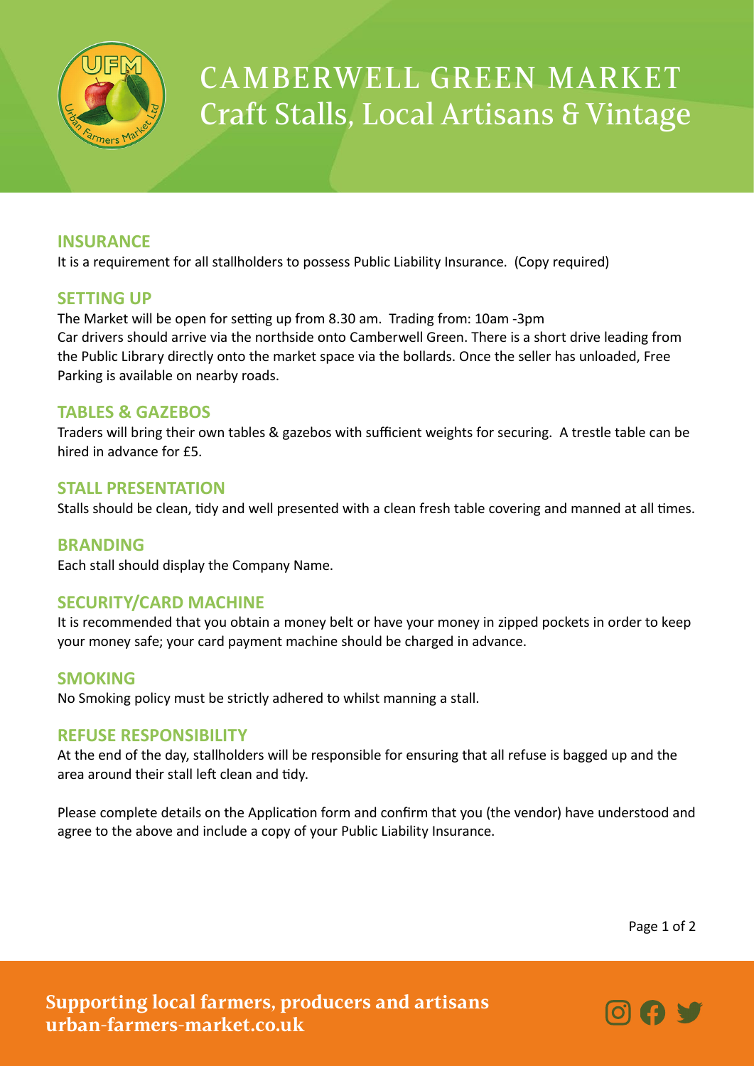# CAMBERWELL GREEN MARKET

## Craft Stalls, Local Artisans & Vintage

### INSURANCE

It is a requirement for all stallholders to possess Public Liability Insurance. (Copy required)

### SETTING UP

The Market will be open for setting up from 8.30 am. Trading from: 10am -3pm
Car drivers should arrive via the northside onto Camberwell Green. There is a short drive leading from the Public Library directly onto the market space via the bollards. Once the seller has unloaded, Free Parking is available on nearby roads.

### TABLES & GAZEBOS

Traders will bring their own tables & gazebos with sufficient weights for securing. A trestle table can be hired in advance for £5.

### STALL PRESENTATION

Stalls should be clean, tidy and well presented with a clean fresh table covering and manned at all times.

### BRANDING

Each stall should display the Company Name.

### SECURITY/CARD MACHINE

It is recommended that you obtain a money belt or have your money in zipped pockets in order to keep your money safe; your card payment machine should be charged in advance.

### SMOKING

No Smoking policy must be strictly adhered to whilst manning a stall.

### REFUSE RESPONSIBILITY

At the end of the day, stallholders will be responsible for ensuring that all refuse is bagged up and the area around their stall left clean and tidy.

Please complete details on the Application form and confirm that you (the vendor) have understood and agree to the above and include a copy of your Public Liability Insurance.

**Supporting local farmers, producers and artisans**
**urban-farmers-market.co.uk**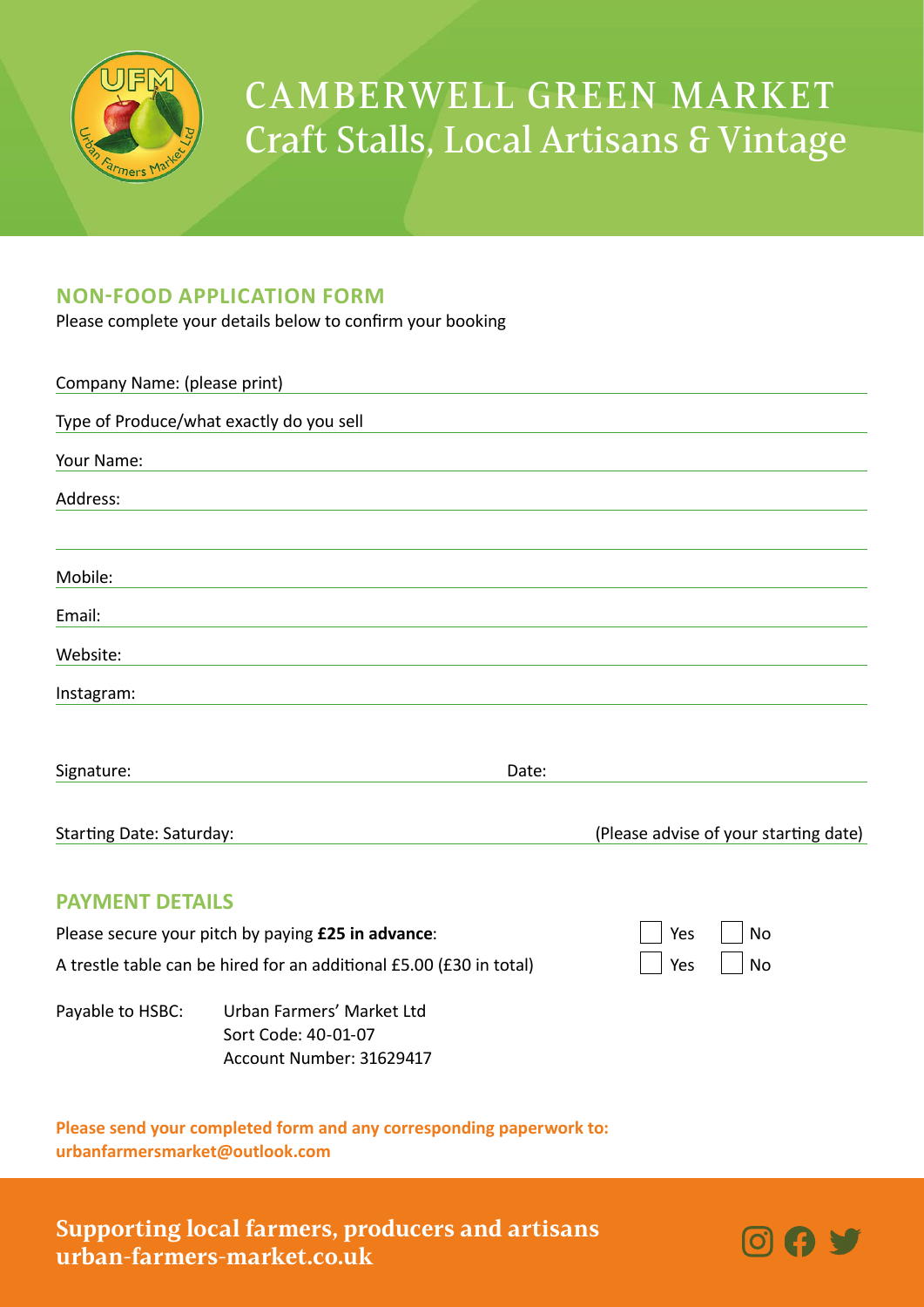# CAMBERWELL GREEN MARKET
# Craft Stalls, Local Artisans & Vintage

## NON-FOOD APPLICATION FORM

Please complete your details below to confirm your booking

Company Name: (please print)

Type of Produce/what exactly do you sell

Your Name:

Address:

Mobile:

Email:

Website:

Instagram:

Signature: Date:

Starting Date: Saturday: (Please advise of your starting date)

## PAYMENT DETAILS

| | | |
|---|---|---|
| Please secure your pitch by paying **£25 in advance**: | ☐ Yes | ☐ No |
| A trestle table can be hired for an additional £5.00 (£30 in total) | ☐ Yes | ☐ No |

Payable to HSBC: Urban Farmers' Market Ltd
Sort Code: 40-01-07
Account Number: 31629417

**Please send your completed form and any corresponding paperwork to: urbanfarmersmarket@outlook.com**

**Supporting local farmers, producers and artisans**
**urban-farmers-market.co.uk**